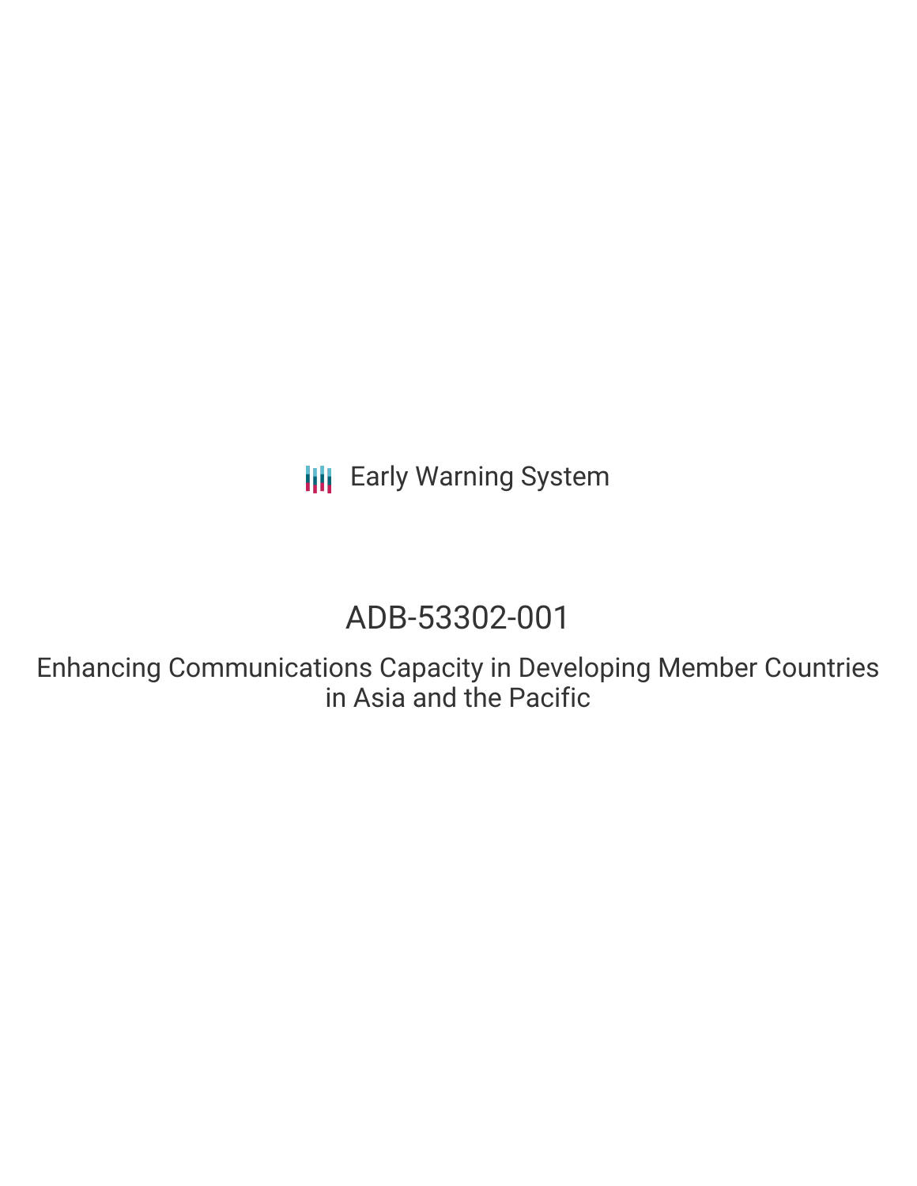Early Warning System

# ADB-53302-001

## Enhancing Communications Capacity in Developing Member Countries in Asia and the Pacific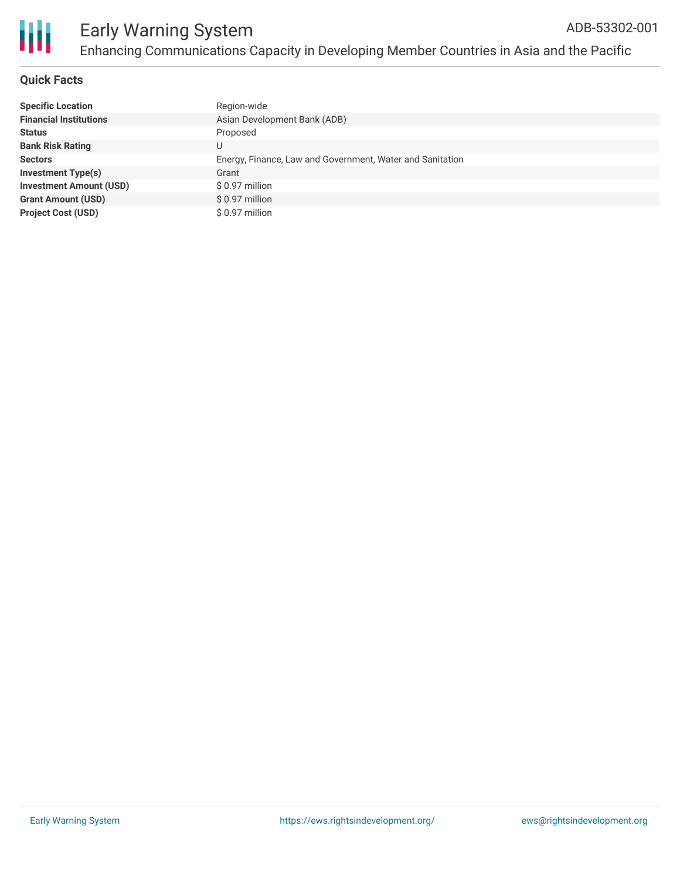# Early Warning System

ADB-53302-001

## Enhancing Communications Capacity in Developing Member Countries in Asia and the Pacific

### Quick Facts

| | |
|---|---|
| **Specific Location** | Region-wide |
| **Financial Institutions** | Asian Development Bank (ADB) |
| **Status** | Proposed |
| **Bank Risk Rating** | U |
| **Sectors** | Energy, Finance, Law and Government, Water and Sanitation |
| **Investment Type(s)** | Grant |
| **Investment Amount (USD)** | $ 0.97 million |
| **Grant Amount (USD)** | $ 0.97 million |
| **Project Cost (USD)** | $ 0.97 million |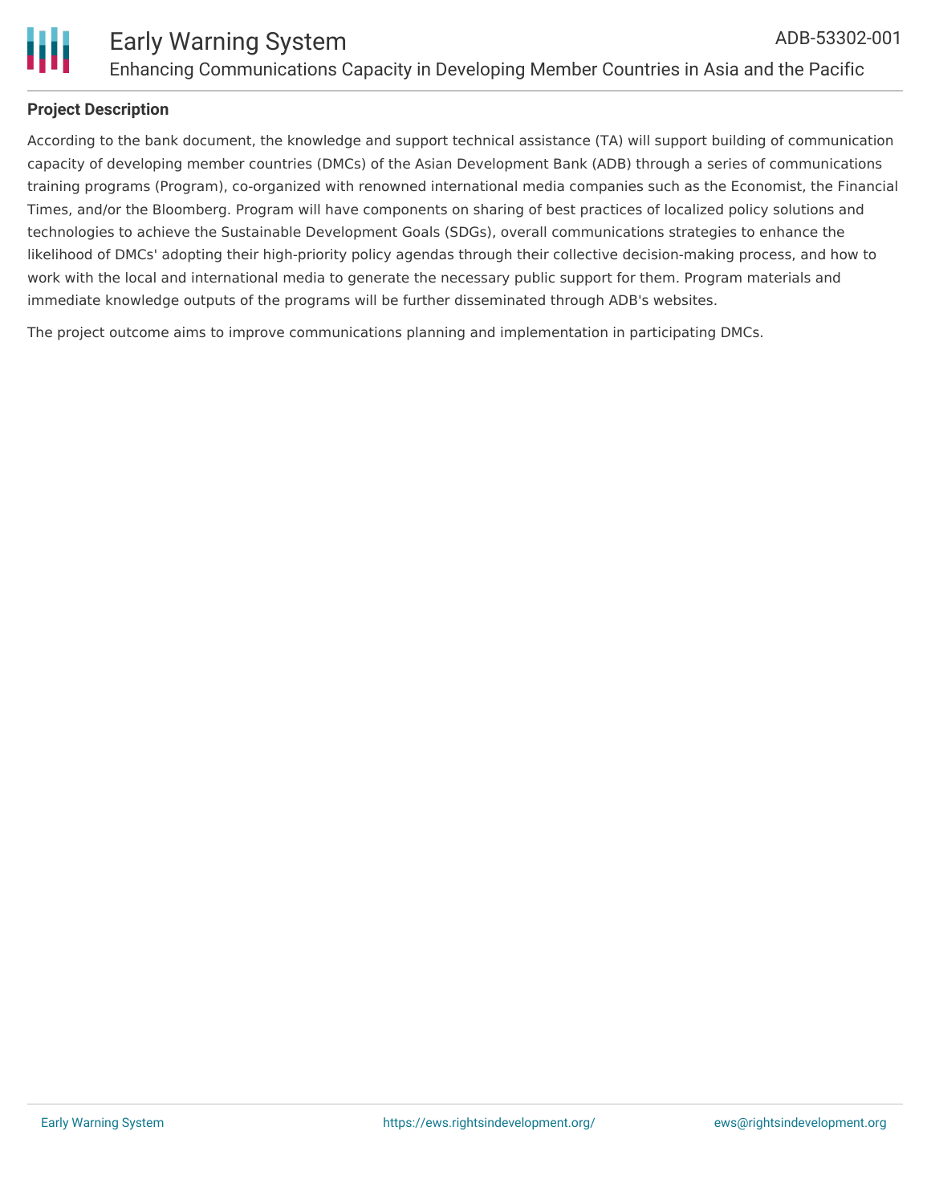## Project Description

According to the bank document, the knowledge and support technical assistance (TA) will support building of communication capacity of developing member countries (DMCs) of the Asian Development Bank (ADB) through a series of communications training programs (Program), co-organized with renowned international media companies such as the Economist, the Financial Times, and/or the Bloomberg. Program will have components on sharing of best practices of localized policy solutions and technologies to achieve the Sustainable Development Goals (SDGs), overall communications strategies to enhance the likelihood of DMCs' adopting their high-priority policy agendas through their collective decision-making process, and how to work with the local and international media to generate the necessary public support for them. Program materials and immediate knowledge outputs of the programs will be further disseminated through ADB's websites.

The project outcome aims to improve communications planning and implementation in participating DMCs.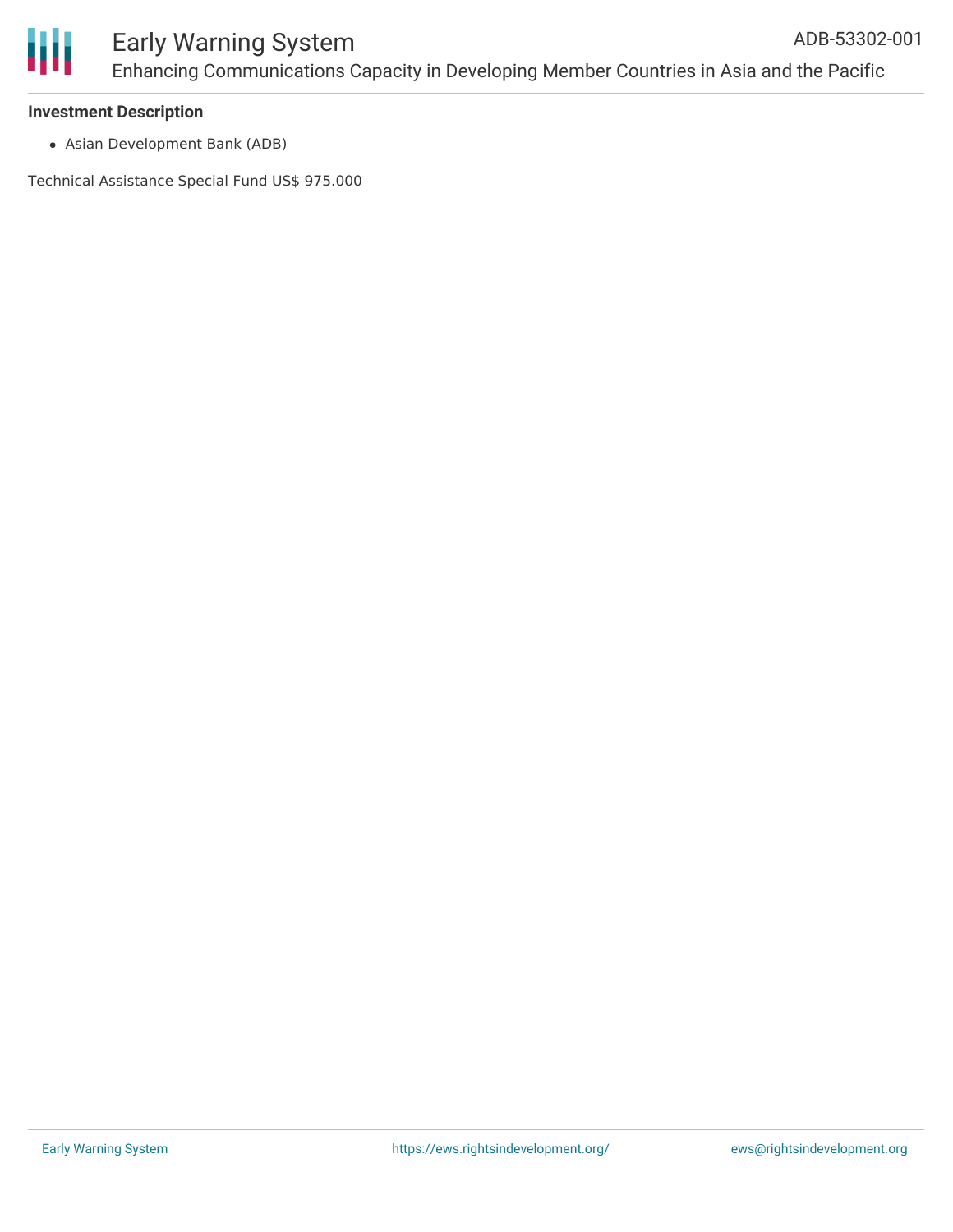**Investment Description**

- Asian Development Bank (ADB)

Technical Assistance Special Fund US$ 975.000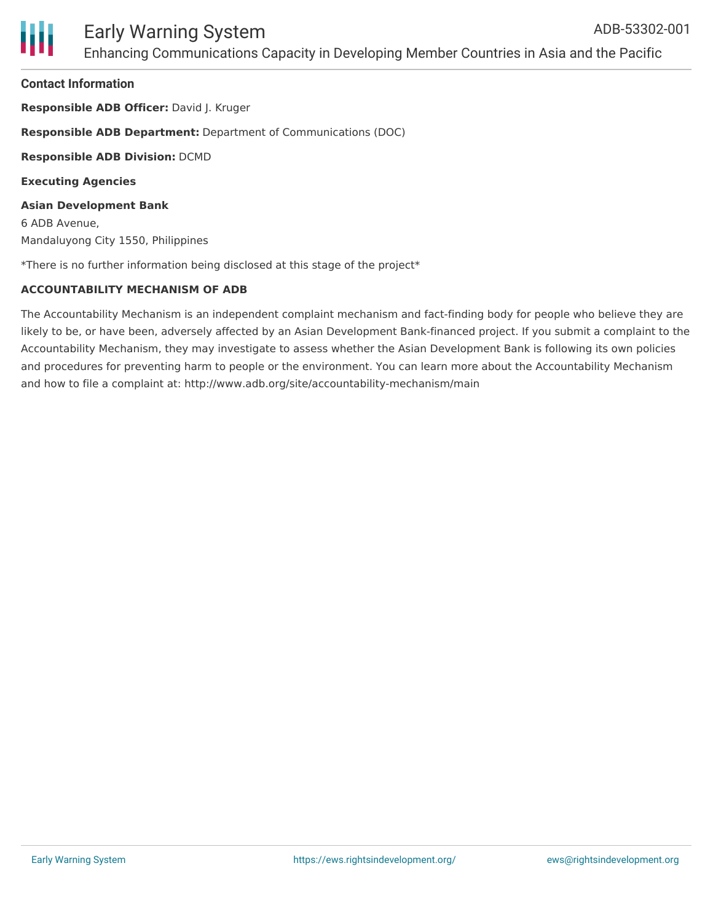## Contact Information

**Responsible ADB Officer:** David J. Kruger

**Responsible ADB Department:** Department of Communications (DOC)

**Responsible ADB Division:** DCMD

**Executing Agencies**

**Asian Development Bank**
6 ADB Avenue,
Mandaluyong City 1550, Philippines

*There is no further information being disclosed at this stage of the project*

**ACCOUNTABILITY MECHANISM OF ADB**

The Accountability Mechanism is an independent complaint mechanism and fact-finding body for people who believe they are likely to be, or have been, adversely affected by an Asian Development Bank-financed project. If you submit a complaint to the Accountability Mechanism, they may investigate to assess whether the Asian Development Bank is following its own policies and procedures for preventing harm to people or the environment. You can learn more about the Accountability Mechanism and how to file a complaint at: http://www.adb.org/site/accountability-mechanism/main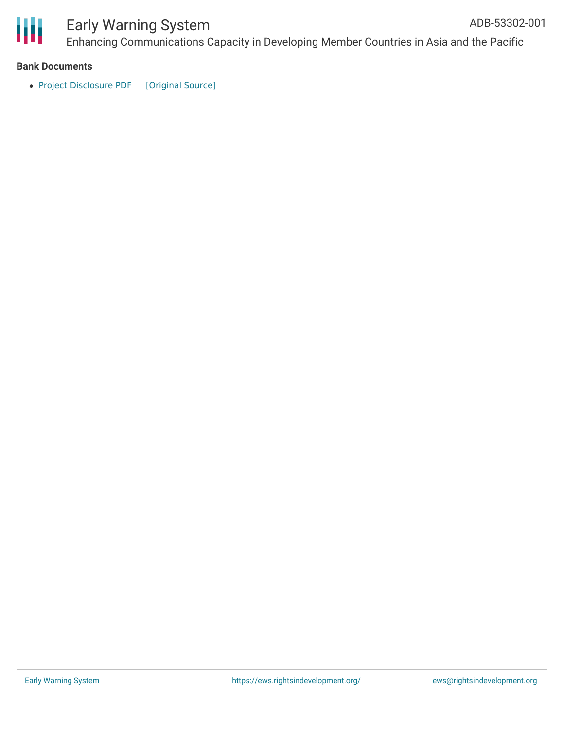**Bank Documents**

- Project Disclosure PDF [Original Source]